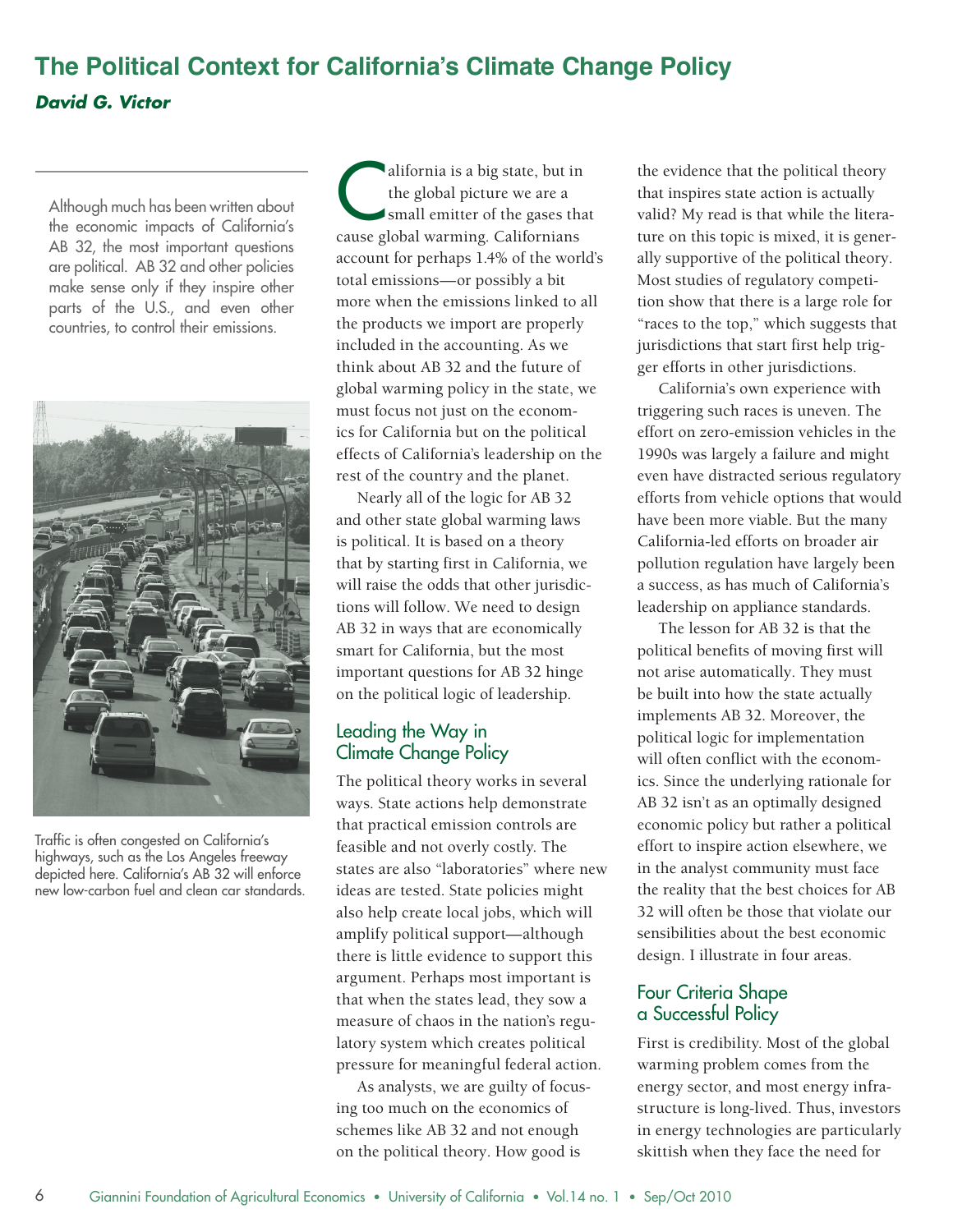# The Political Context for California's Climate Change Policy

***David G. Victor***

Although much has been written about the economic impacts of California's AB 32, the most important questions are political. AB 32 and other policies make sense only if they inspire other parts of the U.S., and even other countries, to control their emissions.

Traffic is often congested on California's highways, such as the Los Angeles freeway depicted here. California's AB 32 will enforce new low-carbon fuel and clean car standards.

California is a big state, but in the global picture we are a small emitter of the gases that cause global warming. Californians account for perhaps 1.4% of the world's total emissions—or possibly a bit more when the emissions linked to all the products we import are properly included in the accounting. As we think about AB 32 and the future of global warming policy in the state, we must focus not just on the economics for California but on the political effects of California's leadership on the rest of the country and the planet.

Nearly all of the logic for AB 32 and other state global warming laws is political. It is based on a theory that by starting first in California, we will raise the odds that other jurisdictions will follow. We need to design AB 32 in ways that are economically smart for California, but the most important questions for AB 32 hinge on the political logic of leadership.

## Leading the Way in Climate Change Policy

The political theory works in several ways. State actions help demonstrate that practical emission controls are feasible and not overly costly. The states are also "laboratories" where new ideas are tested. State policies might also help create local jobs, which will amplify political support—although there is little evidence to support this argument. Perhaps most important is that when the states lead, they sow a measure of chaos in the nation's regulatory system which creates political pressure for meaningful federal action.

As analysts, we are guilty of focusing too much on the economics of schemes like AB 32 and not enough on the political theory. How good is the evidence that the political theory that inspires state action is actually valid? My read is that while the literature on this topic is mixed, it is generally supportive of the political theory. Most studies of regulatory competition show that there is a large role for "races to the top," which suggests that jurisdictions that start first help trigger efforts in other jurisdictions.

California's own experience with triggering such races is uneven. The effort on zero-emission vehicles in the 1990s was largely a failure and might even have distracted serious regulatory efforts from vehicle options that would have been more viable. But the many California-led efforts on broader air pollution regulation have largely been a success, as has much of California's leadership on appliance standards.

The lesson for AB 32 is that the political benefits of moving first will not arise automatically. They must be built into how the state actually implements AB 32. Moreover, the political logic for implementation will often conflict with the economics. Since the underlying rationale for AB 32 isn't as an optimally designed economic policy but rather a political effort to inspire action elsewhere, we in the analyst community must face the reality that the best choices for AB 32 will often be those that violate our sensibilities about the best economic design. I illustrate in four areas.

## Four Criteria Shape a Successful Policy

First is credibility. Most of the global warming problem comes from the energy sector, and most energy infrastructure is long-lived. Thus, investors in energy technologies are particularly skittish when they face the need for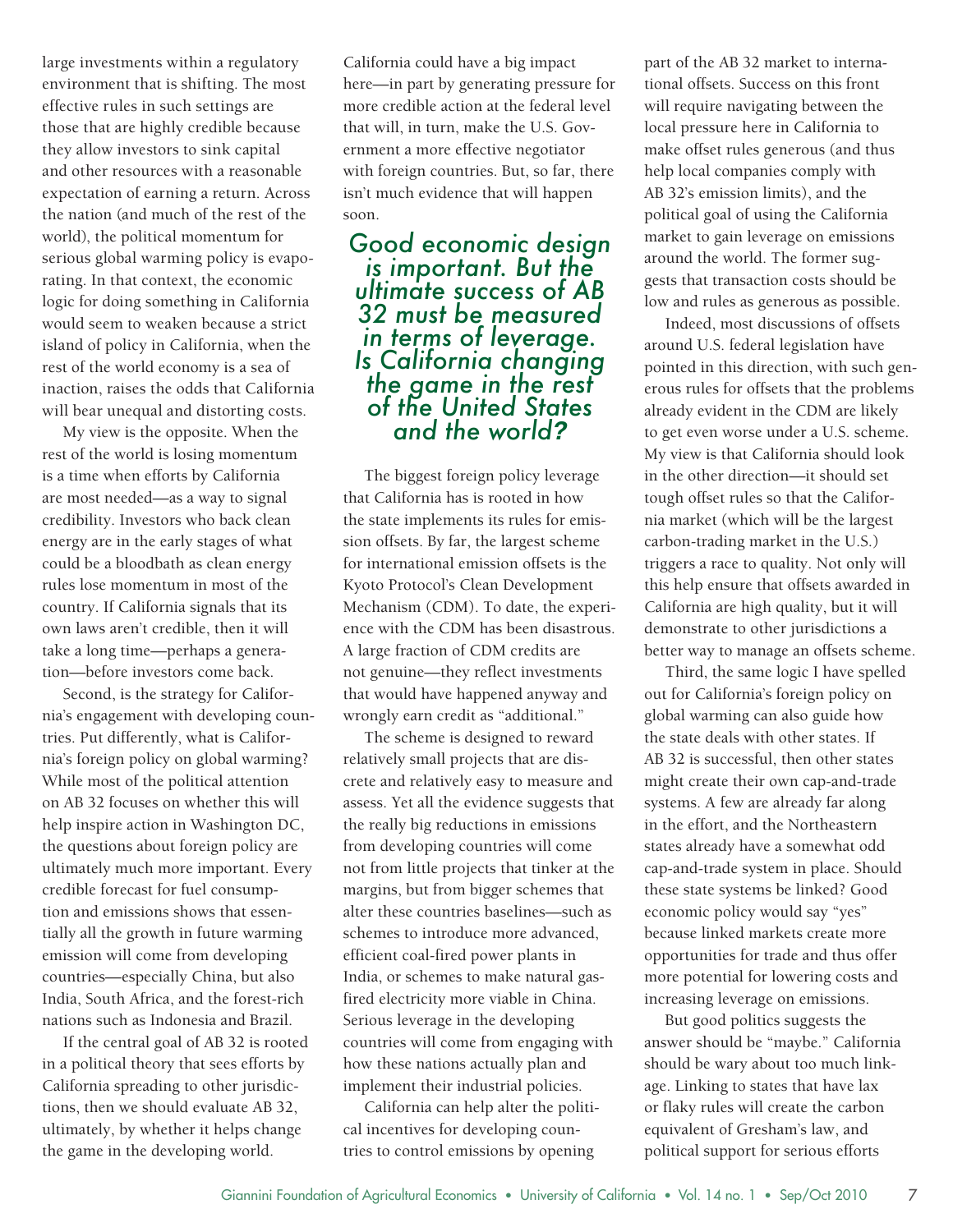large investments within a regulatory environment that is shifting. The most effective rules in such settings are those that are highly credible because they allow investors to sink capital and other resources with a reasonable expectation of earning a return. Across the nation (and much of the rest of the world), the political momentum for serious global warming policy is evaporating. In that context, the economic logic for doing something in California would seem to weaken because a strict island of policy in California, when the rest of the world economy is a sea of inaction, raises the odds that California will bear unequal and distorting costs.

My view is the opposite. When the rest of the world is losing momentum is a time when efforts by California are most needed—as a way to signal credibility. Investors who back clean energy are in the early stages of what could be a bloodbath as clean energy rules lose momentum in most of the country. If California signals that its own laws aren't credible, then it will take a long time—perhaps a generation—before investors come back.

Second, is the strategy for California's engagement with developing countries. Put differently, what is California's foreign policy on global warming? While most of the political attention on AB 32 focuses on whether this will help inspire action in Washington DC, the questions about foreign policy are ultimately much more important. Every credible forecast for fuel consumption and emissions shows that essentially all the growth in future warming emission will come from developing countries—especially China, but also India, South Africa, and the forest-rich nations such as Indonesia and Brazil.

If the central goal of AB 32 is rooted in a political theory that sees efforts by California spreading to other jurisdictions, then we should evaluate AB 32, ultimately, by whether it helps change the game in the developing world. California could have a big impact here—in part by generating pressure for more credible action at the federal level that will, in turn, make the U.S. Government a more effective negotiator with foreign countries. But, so far, there isn't much evidence that will happen soon.

*Good economic design is important. But the ultimate success of AB 32 must be measured in terms of leverage. Is California changing the game in the rest of the United States and the world?*

The biggest foreign policy leverage that California has is rooted in how the state implements its rules for emission offsets. By far, the largest scheme for international emission offsets is the Kyoto Protocol's Clean Development Mechanism (CDM). To date, the experience with the CDM has been disastrous. A large fraction of CDM credits are not genuine—they reflect investments that would have happened anyway and wrongly earn credit as "additional."

The scheme is designed to reward relatively small projects that are discrete and relatively easy to measure and assess. Yet all the evidence suggests that the really big reductions in emissions from developing countries will come not from little projects that tinker at the margins, but from bigger schemes that alter these countries baselines—such as schemes to introduce more advanced, efficient coal-fired power plants in India, or schemes to make natural gas-fired electricity more viable in China. Serious leverage in the developing countries will come from engaging with how these nations actually plan and implement their industrial policies.

California can help alter the political incentives for developing countries to control emissions by opening part of the AB 32 market to international offsets. Success on this front will require navigating between the local pressure here in California to make offset rules generous (and thus help local companies comply with AB 32's emission limits), and the political goal of using the California market to gain leverage on emissions around the world. The former suggests that transaction costs should be low and rules as generous as possible.

Indeed, most discussions of offsets around U.S. federal legislation have pointed in this direction, with such generous rules for offsets that the problems already evident in the CDM are likely to get even worse under a U.S. scheme. My view is that California should look in the other direction—it should set tough offset rules so that the California market (which will be the largest carbon-trading market in the U.S.) triggers a race to quality. Not only will this help ensure that offsets awarded in California are high quality, but it will demonstrate to other jurisdictions a better way to manage an offsets scheme.

Third, the same logic I have spelled out for California's foreign policy on global warming can also guide how the state deals with other states. If AB 32 is successful, then other states might create their own cap-and-trade systems. A few are already far along in the effort, and the Northeastern states already have a somewhat odd cap-and-trade system in place. Should these state systems be linked? Good economic policy would say "yes" because linked markets create more opportunities for trade and thus offer more potential for lowering costs and increasing leverage on emissions.

But good politics suggests the answer should be "maybe." California should be wary about too much linkage. Linking to states that have lax or flaky rules will create the carbon equivalent of Gresham's law, and political support for serious efforts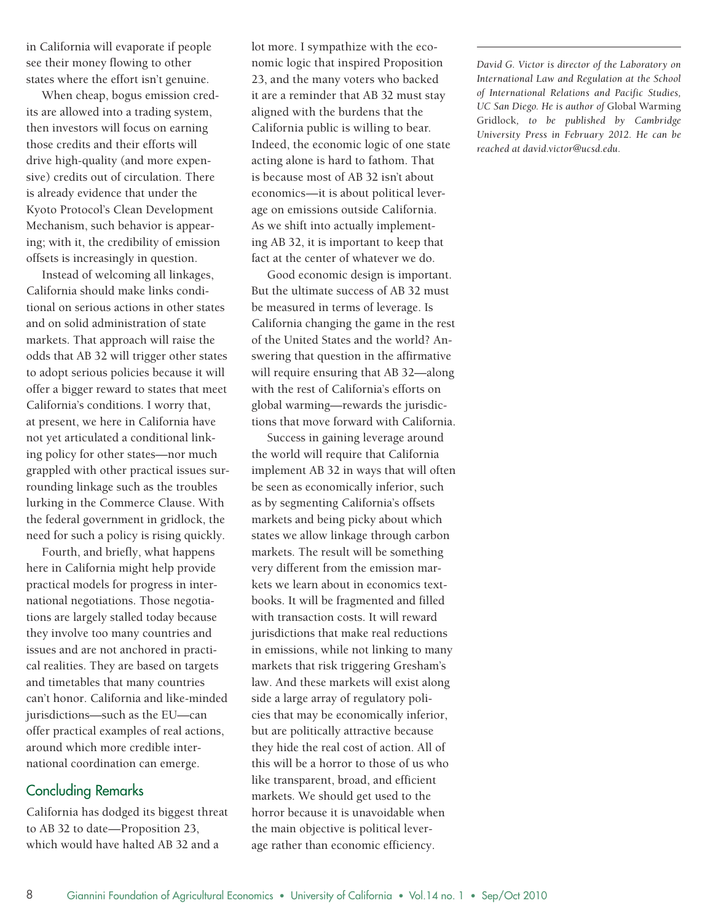in California will evaporate if people see their money flowing to other states where the effort isn't genuine.

When cheap, bogus emission credits are allowed into a trading system, then investors will focus on earning those credits and their efforts will drive high-quality (and more expensive) credits out of circulation. There is already evidence that under the Kyoto Protocol's Clean Development Mechanism, such behavior is appearing; with it, the credibility of emission offsets is increasingly in question.

Instead of welcoming all linkages, California should make links conditional on serious actions in other states and on solid administration of state markets. That approach will raise the odds that AB 32 will trigger other states to adopt serious policies because it will offer a bigger reward to states that meet California's conditions. I worry that, at present, we here in California have not yet articulated a conditional linking policy for other states—nor much grappled with other practical issues surrounding linkage such as the troubles lurking in the Commerce Clause. With the federal government in gridlock, the need for such a policy is rising quickly.

Fourth, and briefly, what happens here in California might help provide practical models for progress in international negotiations. Those negotiations are largely stalled today because they involve too many countries and issues and are not anchored in practical realities. They are based on targets and timetables that many countries can't honor. California and like-minded jurisdictions—such as the EU—can offer practical examples of real actions, around which more credible international coordination can emerge.

## Concluding Remarks

California has dodged its biggest threat to AB 32 to date—Proposition 23, which would have halted AB 32 and a lot more. I sympathize with the economic logic that inspired Proposition 23, and the many voters who backed it are a reminder that AB 32 must stay aligned with the burdens that the California public is willing to bear. Indeed, the economic logic of one state acting alone is hard to fathom. That is because most of AB 32 isn't about economics—it is about political leverage on emissions outside California. As we shift into actually implementing AB 32, it is important to keep that fact at the center of whatever we do.

Good economic design is important. But the ultimate success of AB 32 must be measured in terms of leverage. Is California changing the game in the rest of the United States and the world? Answering that question in the affirmative will require ensuring that AB 32—along with the rest of California's efforts on global warming—rewards the jurisdictions that move forward with California.

Success in gaining leverage around the world will require that California implement AB 32 in ways that will often be seen as economically inferior, such as by segmenting California's offsets markets and being picky about which states we allow linkage through carbon markets. The result will be something very different from the emission markets we learn about in economics textbooks. It will be fragmented and filled with transaction costs. It will reward jurisdictions that make real reductions in emissions, while not linking to many markets that risk triggering Gresham's law. And these markets will exist along side a large array of regulatory policies that may be economically inferior, but are politically attractive because they hide the real cost of action. All of this will be a horror to those of us who like transparent, broad, and efficient markets. We should get used to the horror because it is unavoidable when the main objective is political leverage rather than economic efficiency.

---

*David G. Victor is director of the Laboratory on International Law and Regulation at the School of International Relations and Pacific Studies, UC San Diego. He is author of* Global Warming Gridlock, *to be published by Cambridge University Press in February 2012. He can be reached at david.victor@ucsd.edu.*